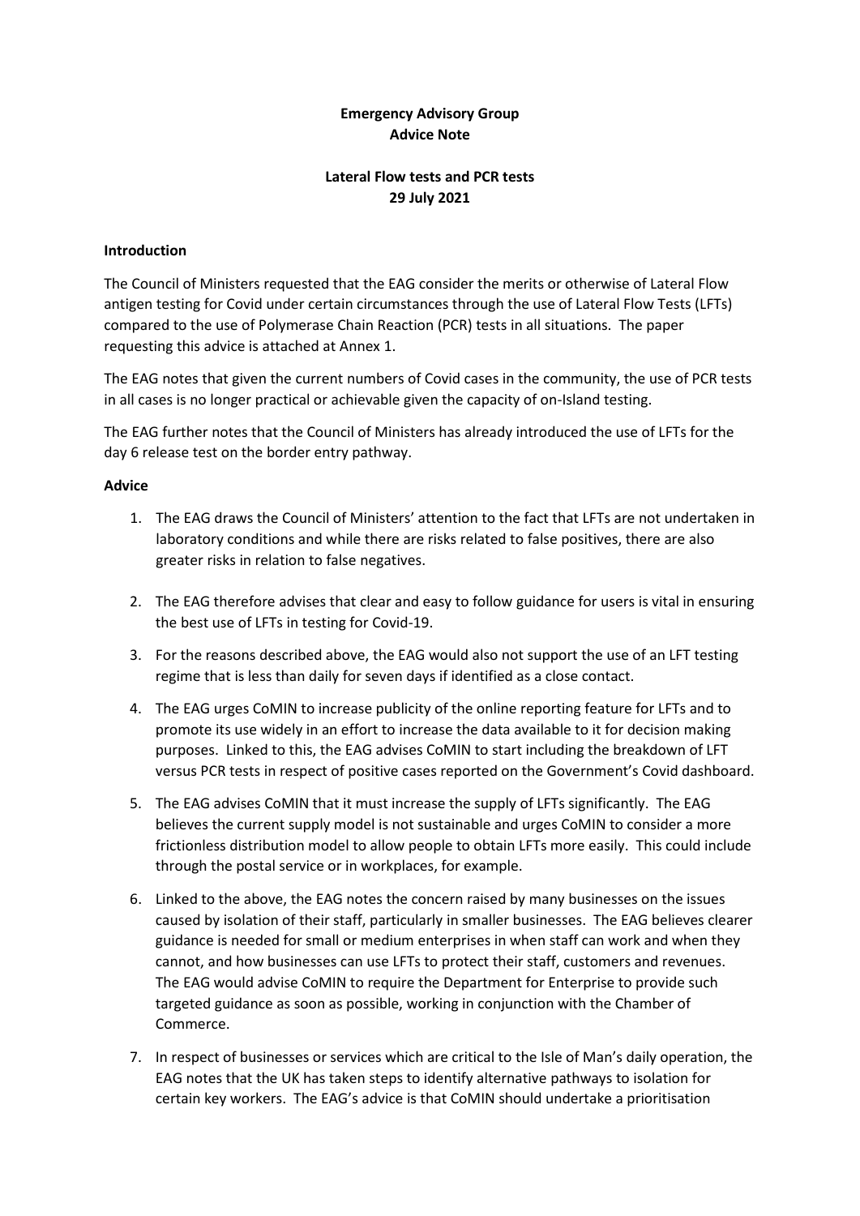**Emergency Advisory Group**
**Advice Note**

**Lateral Flow tests and PCR tests**
**29 July 2021**

## Introduction

The Council of Ministers requested that the EAG consider the merits or otherwise of Lateral Flow antigen testing for Covid under certain circumstances through the use of Lateral Flow Tests (LFTs) compared to the use of Polymerase Chain Reaction (PCR) tests in all situations. The paper requesting this advice is attached at Annex 1.

The EAG notes that given the current numbers of Covid cases in the community, the use of PCR tests in all cases is no longer practical or achievable given the capacity of on-Island testing.

The EAG further notes that the Council of Ministers has already introduced the use of LFTs for the day 6 release test on the border entry pathway.

## Advice

1. The EAG draws the Council of Ministers' attention to the fact that LFTs are not undertaken in laboratory conditions and while there are risks related to false positives, there are also greater risks in relation to false negatives.

2. The EAG therefore advises that clear and easy to follow guidance for users is vital in ensuring the best use of LFTs in testing for Covid-19.

3. For the reasons described above, the EAG would also not support the use of an LFT testing regime that is less than daily for seven days if identified as a close contact.

4. The EAG urges CoMIN to increase publicity of the online reporting feature for LFTs and to promote its use widely in an effort to increase the data available to it for decision making purposes. Linked to this, the EAG advises CoMIN to start including the breakdown of LFT versus PCR tests in respect of positive cases reported on the Government's Covid dashboard.

5. The EAG advises CoMIN that it must increase the supply of LFTs significantly. The EAG believes the current supply model is not sustainable and urges CoMIN to consider a more frictionless distribution model to allow people to obtain LFTs more easily. This could include through the postal service or in workplaces, for example.

6. Linked to the above, the EAG notes the concern raised by many businesses on the issues caused by isolation of their staff, particularly in smaller businesses. The EAG believes clearer guidance is needed for small or medium enterprises in when staff can work and when they cannot, and how businesses can use LFTs to protect their staff, customers and revenues. The EAG would advise CoMIN to require the Department for Enterprise to provide such targeted guidance as soon as possible, working in conjunction with the Chamber of Commerce.

7. In respect of businesses or services which are critical to the Isle of Man's daily operation, the EAG notes that the UK has taken steps to identify alternative pathways to isolation for certain key workers. The EAG's advice is that CoMIN should undertake a prioritisation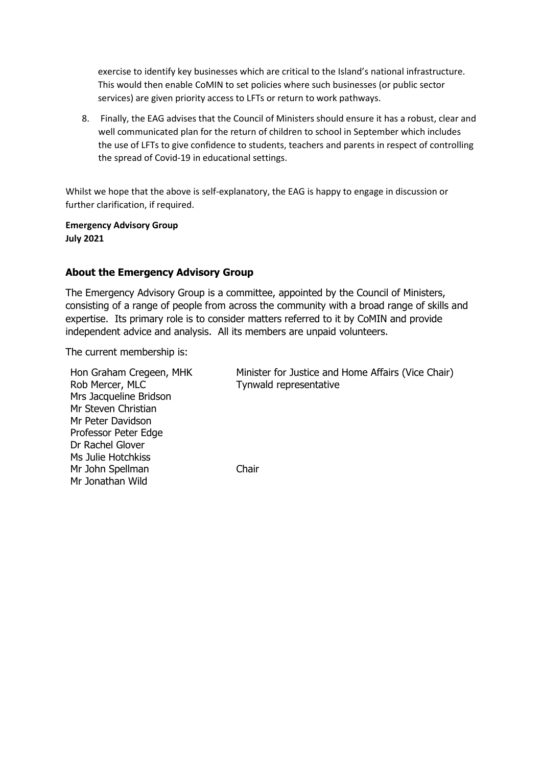exercise to identify key businesses which are critical to the Island's national infrastructure. This would then enable CoMIN to set policies where such businesses (or public sector services) are given priority access to LFTs or return to work pathways.

8. Finally, the EAG advises that the Council of Ministers should ensure it has a robust, clear and well communicated plan for the return of children to school in September which includes the use of LFTs to give confidence to students, teachers and parents in respect of controlling the spread of Covid-19 in educational settings.

Whilst we hope that the above is self-explanatory, the EAG is happy to engage in discussion or further clarification, if required.

**Emergency Advisory Group**
**July 2021**

## About the Emergency Advisory Group

The Emergency Advisory Group is a committee, appointed by the Council of Ministers, consisting of a range of people from across the community with a broad range of skills and expertise. Its primary role is to consider matters referred to it by CoMIN and provide independent advice and analysis. All its members are unpaid volunteers.

The current membership is:

| | |
|---|---|
| Hon Graham Cregeen, MHK | Minister for Justice and Home Affairs (Vice Chair) |
| Rob Mercer, MLC | Tynwald representative |
| Mrs Jacqueline Bridson | |
| Mr Steven Christian | |
| Mr Peter Davidson | |
| Professor Peter Edge | |
| Dr Rachel Glover | |
| Ms Julie Hotchkiss | |
| Mr John Spellman | Chair |
| Mr Jonathan Wild | |